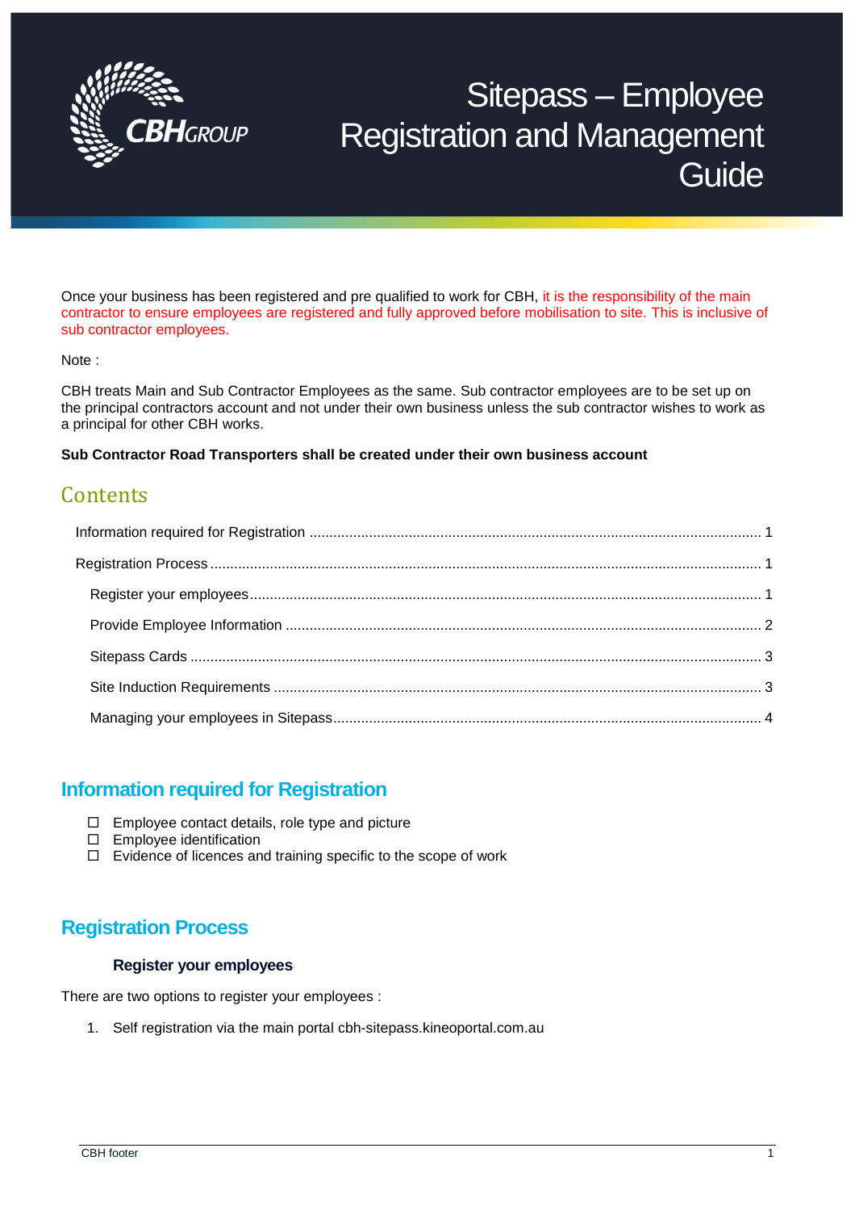# Sitepass – Employee Registration and Management Guide

Once your business has been registered and pre qualified to work for CBH, it is the responsibility of the main contractor to ensure employees are registered and fully approved before mobilisation to site. This is inclusive of sub contractor employees.

Note :

CBH treats Main and Sub Contractor Employees as the same. Sub contractor employees are to be set up on the principal contractors account and not under their own business unless the sub contractor wishes to work as a principal for other CBH works.

**Sub Contractor Road Transporters shall be created under their own business account**

## Contents

- Information required for Registration ..... 1
- Registration Process ..... 1
  - Register your employees ..... 1
  - Provide Employee Information ..... 2
  - Sitepass Cards ..... 3
  - Site Induction Requirements ..... 3
  - Managing your employees in Sitepass ..... 4

## Information required for Registration

- ☐ Employee contact details, role type and picture
- ☐ Employee identification
- ☐ Evidence of licences and training specific to the scope of work

## Registration Process

### Register your employees

There are two options to register your employees :

1. Self registration via the main portal cbh-sitepass.kineoportal.com.au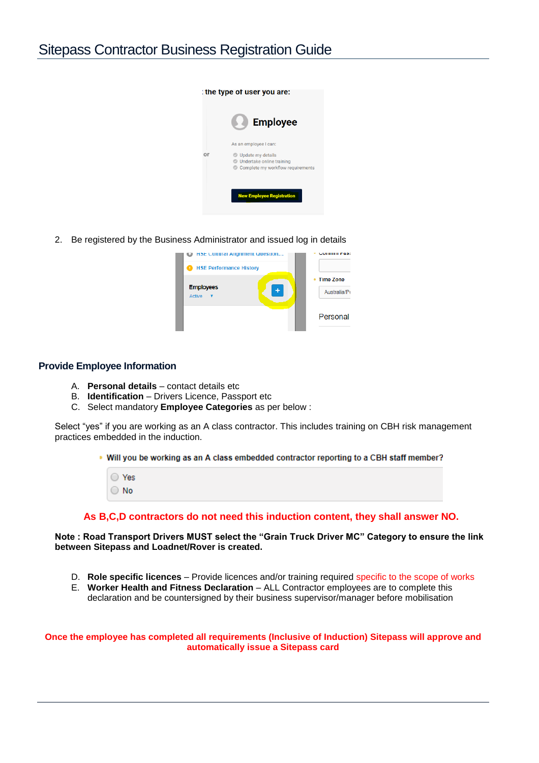2. Be registered by the Business Administrator and issued log in details

### Provide Employee Information

A. **Personal details** – contact details etc
B. **Identification** – Drivers Licence, Passport etc
C. Select mandatory **Employee Categories** as per below :

Select "yes" if you are working as an A class contractor. This includes training on CBH risk management practices embedded in the induction.

**As B,C,D contractors do not need this induction content, they shall answer NO.**

**Note : Road Transport Drivers MUST select the "Grain Truck Driver MC" Category to ensure the link between Sitepass and Loadnet/Rover is created.**

D. **Role specific licences** – Provide licences and/or training required specific to the scope of works
E. **Worker Health and Fitness Declaration** – ALL Contractor employees are to complete this declaration and be countersigned by their business supervisor/manager before mobilisation

**Once the employee has completed all requirements (Inclusive of Induction) Sitepass will approve and automatically issue a Sitepass card**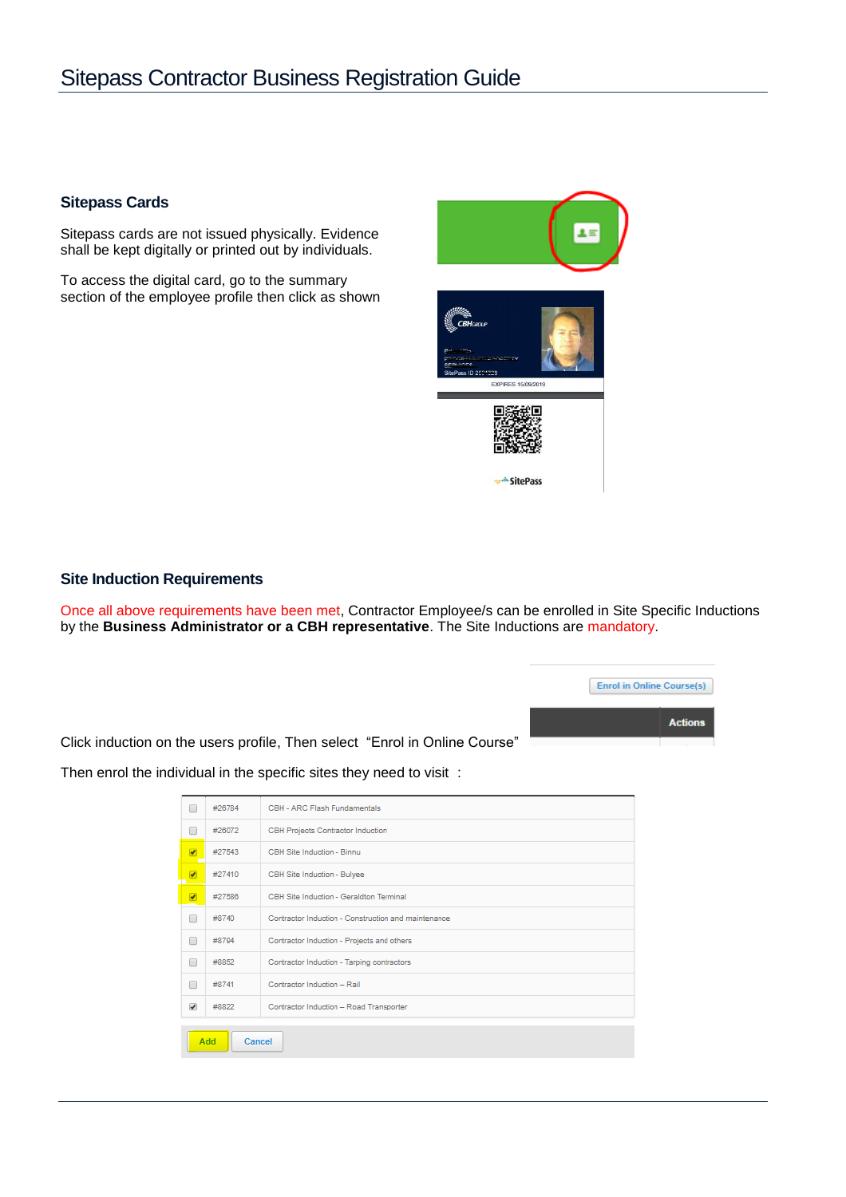## Sitepass Cards

Sitepass cards are not issued physically. Evidence shall be kept digitally or printed out by individuals.

To access the digital card, go to the summary section of the employee profile then click as shown

## Site Induction Requirements

Once all above requirements have been met, Contractor Employee/s can be enrolled in Site Specific Inductions by the **Business Administrator or a CBH representative**. The Site Inductions are mandatory.

Click induction on the users profile, Then select "Enrol in Online Course"

Then enrol the individual in the specific sites they need to visit :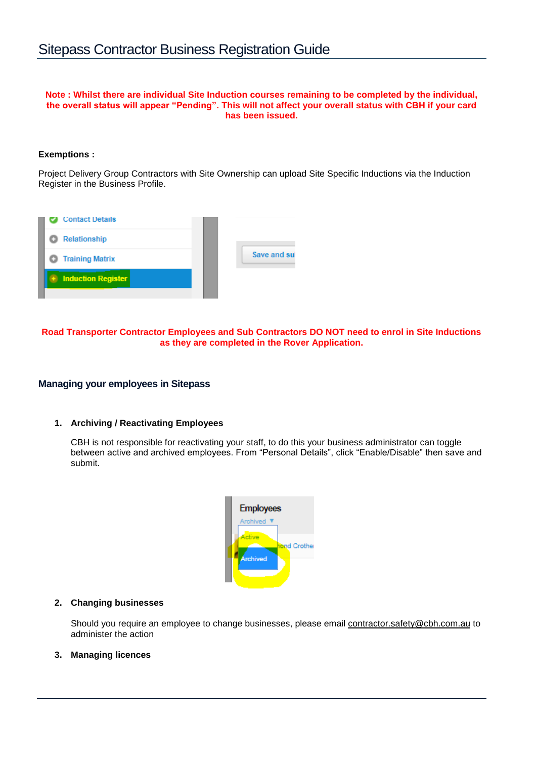**Note : Whilst there are individual Site Induction courses remaining to be completed by the individual, the overall status will appear "Pending". This will not affect your overall status with CBH if your card has been issued.**

**Exemptions :**

Project Delivery Group Contractors with Site Ownership can upload Site Specific Inductions via the Induction Register in the Business Profile.

**Road Transporter Contractor Employees and Sub Contractors DO NOT need to enrol in Site Inductions as they are completed in the Rover Application.**

## Managing your employees in Sitepass

1. **Archiving / Reactivating Employees**

   CBH is not responsible for reactivating your staff, to do this your business administrator can toggle between active and archived employees. From "Personal Details", click "Enable/Disable" then save and submit.

2. **Changing businesses**

   Should you require an employee to change businesses, please email contractor.safety@cbh.com.au to administer the action

3. **Managing licences**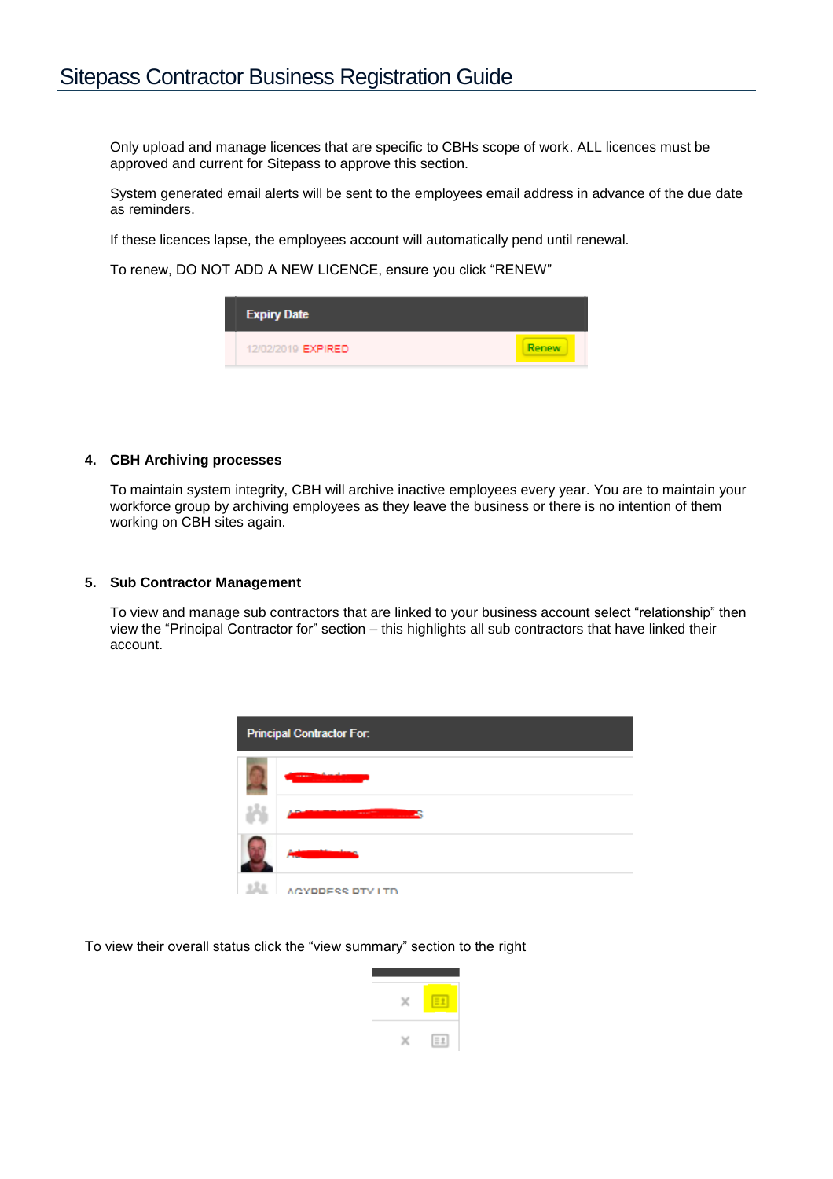Only upload and manage licences that are specific to CBHs scope of work. ALL licences must be approved and current for Sitepass to approve this section.

System generated email alerts will be sent to the employees email address in advance of the due date as reminders.

If these licences lapse, the employees account will automatically pend until renewal.

To renew, DO NOT ADD A NEW LICENCE, ensure you click “RENEW”

**4. CBH Archiving processes**

To maintain system integrity, CBH will archive inactive employees every year. You are to maintain your workforce group by archiving employees as they leave the business or there is no intention of them working on CBH sites again.

**5. Sub Contractor Management**

To view and manage sub contractors that are linked to your business account select “relationship” then view the “Principal Contractor for” section – this highlights all sub contractors that have linked their account.

To view their overall status click the “view summary” section to the right